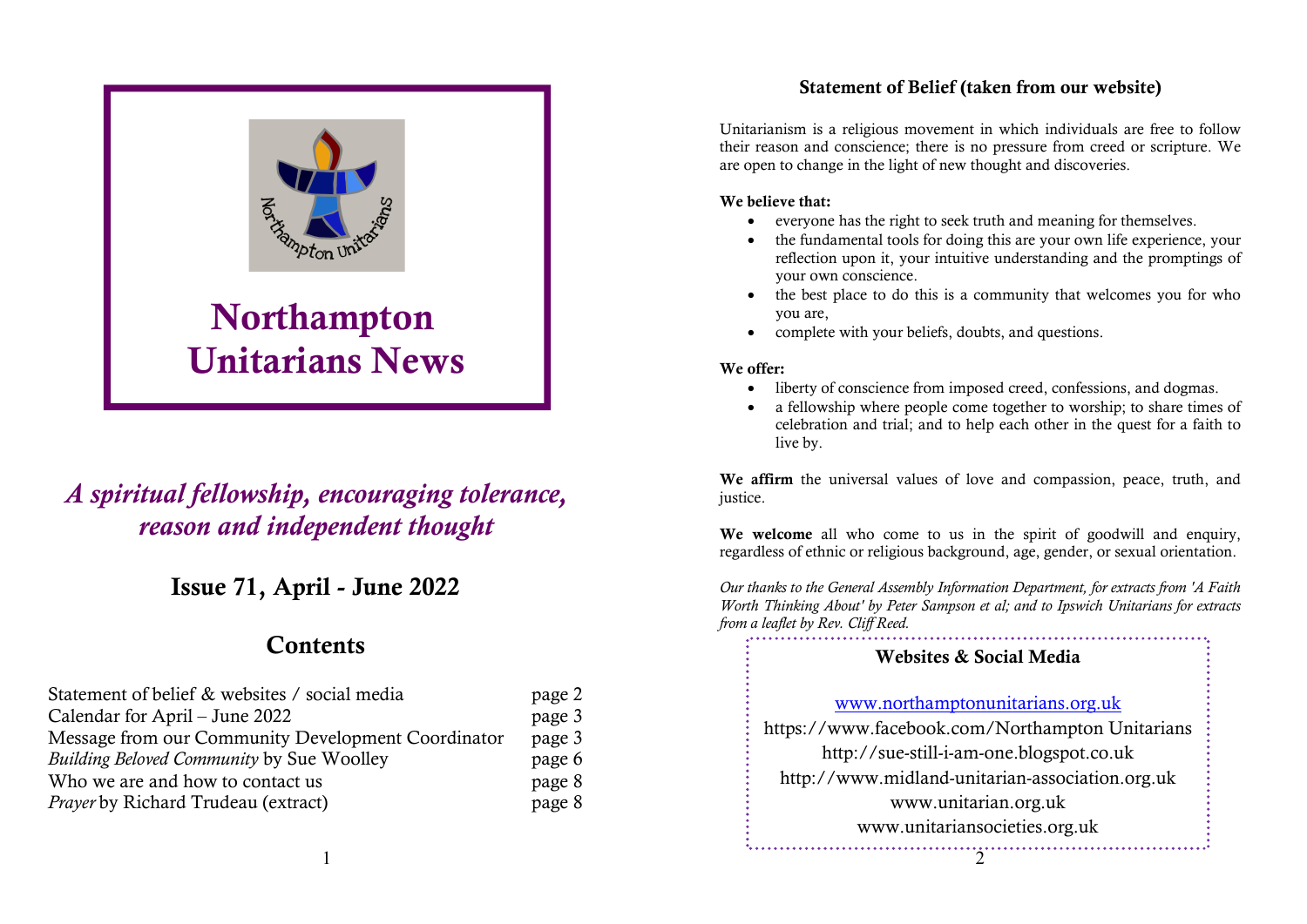# Northampton Unitarians News

*A spiritual fellowship, encouraging tolerance, reason and independent thought*

## Issue 71, April - June 2022

## Contents

| | |
|---|---|
| Statement of belief & websites / social media | page 2 |
| Calendar for April – June 2022 | page 3 |
| Message from our Community Development Coordinator | page 3 |
| *Building Beloved Community* by Sue Woolley | page 6 |
| Who we are and how to contact us | page 8 |
| *Prayer* by Richard Trudeau (extract) | page 8 |

## Statement of Belief (taken from our website)

Unitarianism is a religious movement in which individuals are free to follow their reason and conscience; there is no pressure from creed or scripture. We are open to change in the light of new thought and discoveries.

**We believe that:**

- everyone has the right to seek truth and meaning for themselves.
- the fundamental tools for doing this are your own life experience, your reflection upon it, your intuitive understanding and the promptings of your own conscience.
- the best place to do this is a community that welcomes you for who you are,
- complete with your beliefs, doubts, and questions.

**We offer:**

- liberty of conscience from imposed creed, confessions, and dogmas.
- a fellowship where people come together to worship; to share times of celebration and trial; and to help each other in the quest for a faith to live by.

**We affirm** the universal values of love and compassion, peace, truth, and justice.

**We welcome** all who come to us in the spirit of goodwill and enquiry, regardless of ethnic or religious background, age, gender, or sexual orientation.

*Our thanks to the General Assembly Information Department, for extracts from 'A Faith Worth Thinking About' by Peter Sampson et al; and to Ipswich Unitarians for extracts from a leaflet by Rev. Cliff Reed.*

### Websites & Social Media

www.northamptonunitarians.org.uk
https://www.facebook.com/Northampton Unitarians
http://sue-still-i-am-one.blogspot.co.uk
http://www.midland-unitarian-association.org.uk
www.unitarian.org.uk
www.unitariansocieties.org.uk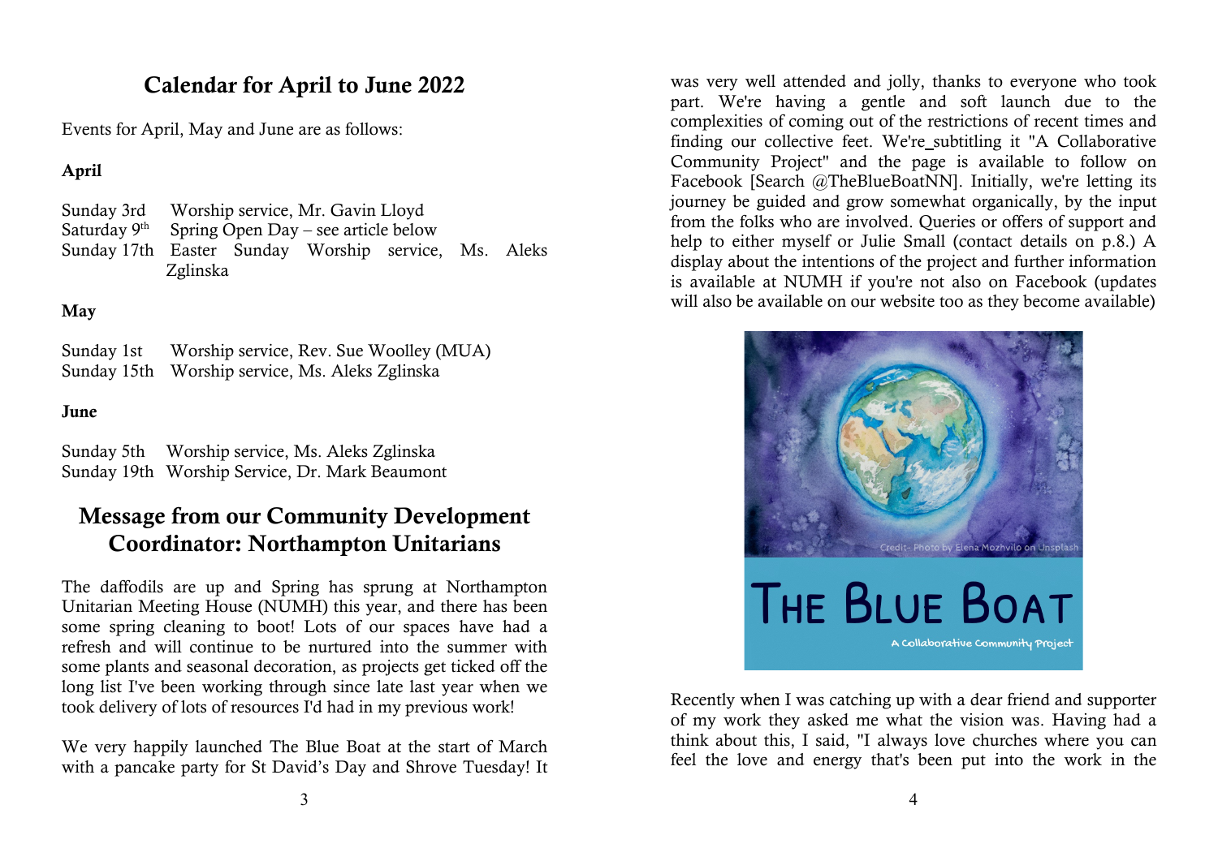## Calendar for April to June 2022

Events for April, May and June are as follows:

**April**

Sunday 3rd Worship service, Mr. Gavin Lloyd
Saturday 9th Spring Open Day – see article below
Sunday 17th Easter Sunday Worship service, Ms. Aleks Zglinska

**May**

Sunday 1st Worship service, Rev. Sue Woolley (MUA)
Sunday 15th Worship service, Ms. Aleks Zglinska

**June**

Sunday 5th Worship service, Ms. Aleks Zglinska
Sunday 19th Worship Service, Dr. Mark Beaumont

## Message from our Community Development Coordinator: Northampton Unitarians

The daffodils are up and Spring has sprung at Northampton Unitarian Meeting House (NUMH) this year, and there has been some spring cleaning to boot! Lots of our spaces have had a refresh and will continue to be nurtured into the summer with some plants and seasonal decoration, as projects get ticked off the long list I've been working through since late last year when we took delivery of lots of resources I'd had in my previous work!

We very happily launched The Blue Boat at the start of March with a pancake party for St David's Day and Shrove Tuesday! It was very well attended and jolly, thanks to everyone who took part. We're having a gentle and soft launch due to the complexities of coming out of the restrictions of recent times and finding our collective feet. We're subtitling it "A Collaborative Community Project" and the page is available to follow on Facebook [Search @TheBlueBoatNN]. Initially, we're letting its journey be guided and grow somewhat organically, by the input from the folks who are involved. Queries or offers of support and help to either myself or Julie Small (contact details on p.8.) A display about the intentions of the project and further information is available at NUMH if you're not also on Facebook (updates will also be available on our website too as they become available)

Credit- Photo by Elena Mozhvilo on Unsplash

THE BLUE BOAT

A Collaborative Community Project

Recently when I was catching up with a dear friend and supporter of my work they asked me what the vision was. Having had a think about this, I said, "I always love churches where you can feel the love and energy that's been put into the work in the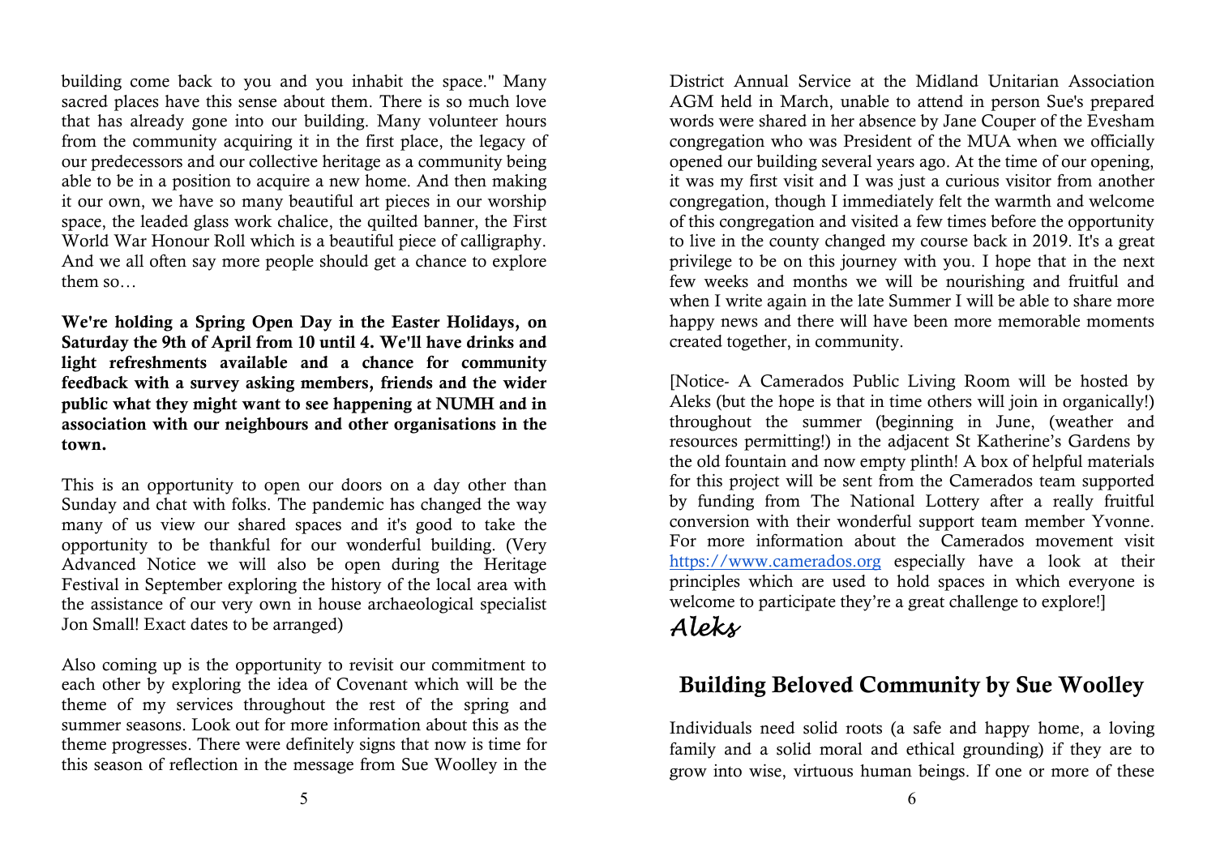building come back to you and you inhabit the space." Many sacred places have this sense about them. There is so much love that has already gone into our building. Many volunteer hours from the community acquiring it in the first place, the legacy of our predecessors and our collective heritage as a community being able to be in a position to acquire a new home. And then making it our own, we have so many beautiful art pieces in our worship space, the leaded glass work chalice, the quilted banner, the First World War Honour Roll which is a beautiful piece of calligraphy. And we all often say more people should get a chance to explore them so…

**We're holding a Spring Open Day in the Easter Holidays, on Saturday the 9th of April from 10 until 4. We'll have drinks and light refreshments available and a chance for community feedback with a survey asking members, friends and the wider public what they might want to see happening at NUMH and in association with our neighbours and other organisations in the town.**

This is an opportunity to open our doors on a day other than Sunday and chat with folks. The pandemic has changed the way many of us view our shared spaces and it's good to take the opportunity to be thankful for our wonderful building. (Very Advanced Notice we will also be open during the Heritage Festival in September exploring the history of the local area with the assistance of our very own in house archaeological specialist Jon Small! Exact dates to be arranged)

Also coming up is the opportunity to revisit our commitment to each other by exploring the idea of Covenant which will be the theme of my services throughout the rest of the spring and summer seasons. Look out for more information about this as the theme progresses. There were definitely signs that now is time for this season of reflection in the message from Sue Woolley in the District Annual Service at the Midland Unitarian Association AGM held in March, unable to attend in person Sue's prepared words were shared in her absence by Jane Couper of the Evesham congregation who was President of the MUA when we officially opened our building several years ago. At the time of our opening, it was my first visit and I was just a curious visitor from another congregation, though I immediately felt the warmth and welcome of this congregation and visited a few times before the opportunity to live in the county changed my course back in 2019. It's a great privilege to be on this journey with you. I hope that in the next few weeks and months we will be nourishing and fruitful and when I write again in the late Summer I will be able to share more happy news and there will have been more memorable moments created together, in community.

[Notice- A Camerados Public Living Room will be hosted by Aleks (but the hope is that in time others will join in organically!) throughout the summer (beginning in June, (weather and resources permitting!) in the adjacent St Katherine's Gardens by the old fountain and now empty plinth! A box of helpful materials for this project will be sent from the Camerados team supported by funding from The National Lottery after a really fruitful conversion with their wonderful support team member Yvonne. For more information about the Camerados movement visit https://www.camerados.org especially have a look at their principles which are used to hold spaces in which everyone is welcome to participate they're a great challenge to explore!]

*Aleks*

## Building Beloved Community by Sue Woolley

Individuals need solid roots (a safe and happy home, a loving family and a solid moral and ethical grounding) if they are to grow into wise, virtuous human beings. If one or more of these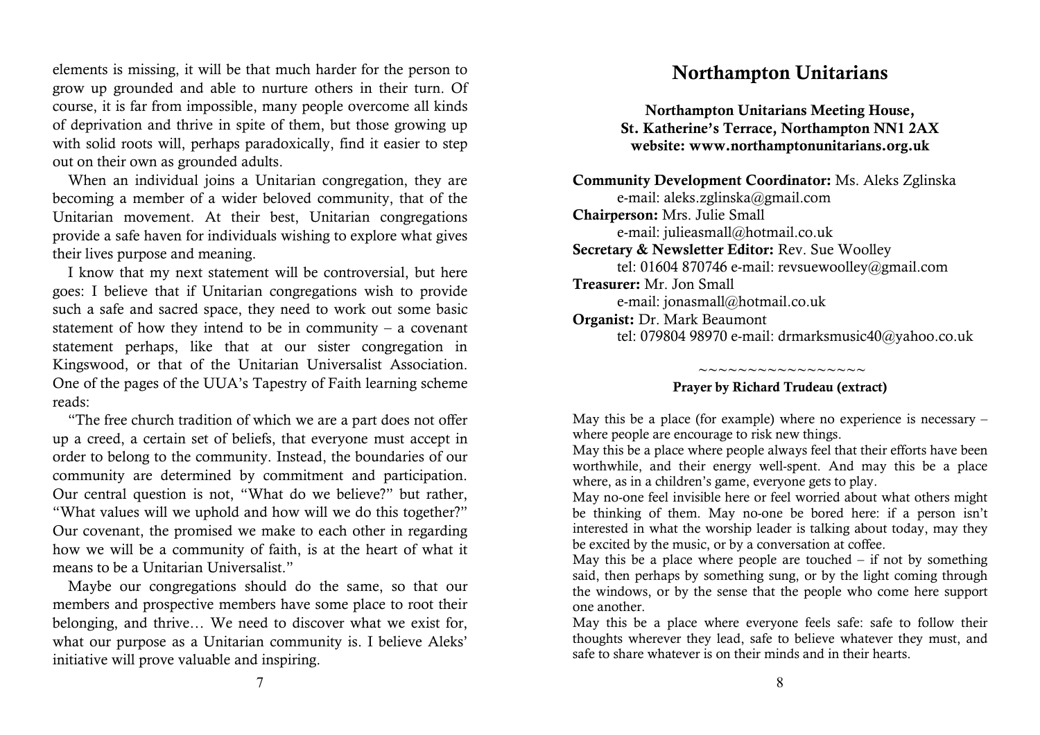elements is missing, it will be that much harder for the person to grow up grounded and able to nurture others in their turn. Of course, it is far from impossible, many people overcome all kinds of deprivation and thrive in spite of them, but those growing up with solid roots will, perhaps paradoxically, find it easier to step out on their own as grounded adults.

When an individual joins a Unitarian congregation, they are becoming a member of a wider beloved community, that of the Unitarian movement. At their best, Unitarian congregations provide a safe haven for individuals wishing to explore what gives their lives purpose and meaning.

I know that my next statement will be controversial, but here goes: I believe that if Unitarian congregations wish to provide such a safe and sacred space, they need to work out some basic statement of how they intend to be in community – a covenant statement perhaps, like that at our sister congregation in Kingswood, or that of the Unitarian Universalist Association. One of the pages of the UUA's Tapestry of Faith learning scheme reads:

"The free church tradition of which we are a part does not offer up a creed, a certain set of beliefs, that everyone must accept in order to belong to the community. Instead, the boundaries of our community are determined by commitment and participation. Our central question is not, "What do we believe?" but rather, "What values will we uphold and how will we do this together?" Our covenant, the promised we make to each other in regarding how we will be a community of faith, is at the heart of what it means to be a Unitarian Universalist."

Maybe our congregations should do the same, so that our members and prospective members have some place to root their belonging, and thrive… We need to discover what we exist for, what our purpose as a Unitarian community is. I believe Aleks' initiative will prove valuable and inspiring.

# Northampton Unitarians

**Northampton Unitarians Meeting House,**
**St. Katherine's Terrace, Northampton NN1 2AX**
**website: www.northamptonunitarians.org.uk**

**Community Development Coordinator:** Ms. Aleks Zglinska
e-mail: aleks.zglinska@gmail.com
**Chairperson:** Mrs. Julie Small
e-mail: julieasmall@hotmail.co.uk
**Secretary & Newsletter Editor:** Rev. Sue Woolley
tel: 01604 870746 e-mail: revsuewoolley@gmail.com
**Treasurer:** Mr. Jon Small
e-mail: jonasmall@hotmail.co.uk
**Organist:** Dr. Mark Beaumont
tel: 079804 98970 e-mail: drmarksmusic40@yahoo.co.uk

~~~~~~~~~~~~~~~~~

**Prayer by Richard Trudeau (extract)**

May this be a place (for example) where no experience is necessary – where people are encourage to risk new things.
May this be a place where people always feel that their efforts have been worthwhile, and their energy well-spent. And may this be a place where, as in a children's game, everyone gets to play.
May no-one feel invisible here or feel worried about what others might be thinking of them. May no-one be bored here: if a person isn't interested in what the worship leader is talking about today, may they be excited by the music, or by a conversation at coffee.
May this be a place where people are touched – if not by something said, then perhaps by something sung, or by the light coming through the windows, or by the sense that the people who come here support one another.
May this be a place where everyone feels safe: safe to follow their thoughts wherever they lead, safe to believe whatever they must, and safe to share whatever is on their minds and in their hearts.